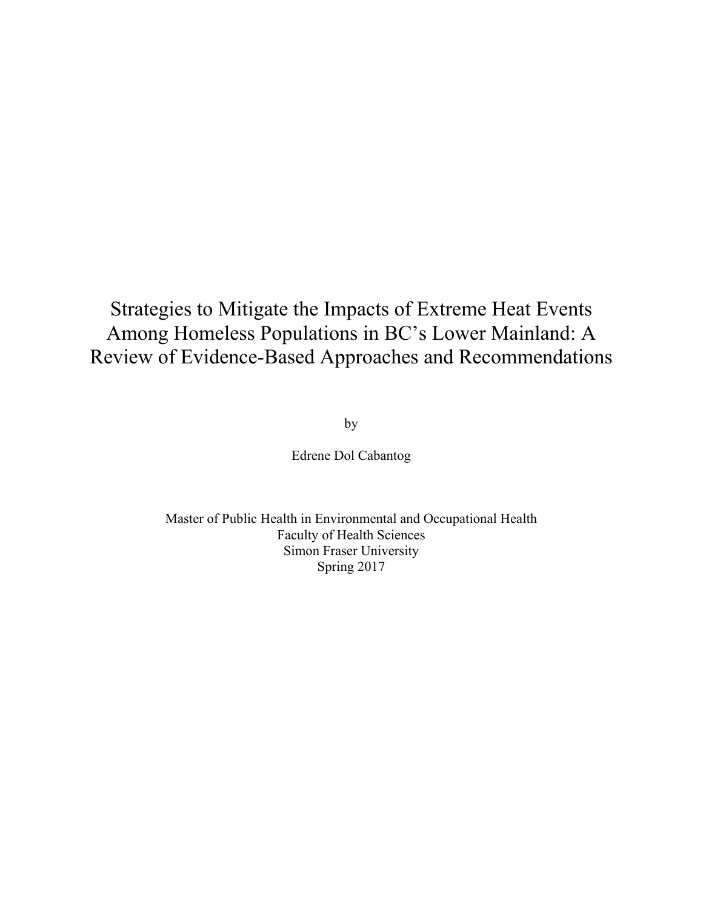# Strategies to Mitigate the Impacts of Extreme Heat Events Among Homeless Populations in BC's Lower Mainland: A Review of Evidence-Based Approaches and Recommendations

by

Edrene Dol Cabantog

Master of Public Health in Environmental and Occupational Health
Faculty of Health Sciences
Simon Fraser University
Spring 2017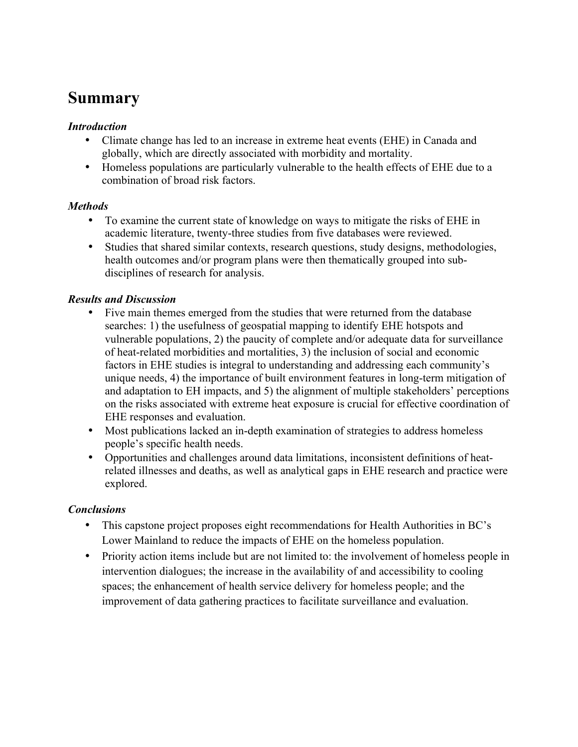# Summary

### *Introduction*

- Climate change has led to an increase in extreme heat events (EHE) in Canada and globally, which are directly associated with morbidity and mortality.
- Homeless populations are particularly vulnerable to the health effects of EHE due to a combination of broad risk factors.

### *Methods*

- To examine the current state of knowledge on ways to mitigate the risks of EHE in academic literature, twenty-three studies from five databases were reviewed.
- Studies that shared similar contexts, research questions, study designs, methodologies, health outcomes and/or program plans were then thematically grouped into sub-disciplines of research for analysis.

### *Results and Discussion*

- Five main themes emerged from the studies that were returned from the database searches: 1) the usefulness of geospatial mapping to identify EHE hotspots and vulnerable populations, 2) the paucity of complete and/or adequate data for surveillance of heat-related morbidities and mortalities, 3) the inclusion of social and economic factors in EHE studies is integral to understanding and addressing each community's unique needs, 4) the importance of built environment features in long-term mitigation of and adaptation to EH impacts, and 5) the alignment of multiple stakeholders' perceptions on the risks associated with extreme heat exposure is crucial for effective coordination of EHE responses and evaluation.
- Most publications lacked an in-depth examination of strategies to address homeless people's specific health needs.
- Opportunities and challenges around data limitations, inconsistent definitions of heat-related illnesses and deaths, as well as analytical gaps in EHE research and practice were explored.

### *Conclusions*

- This capstone project proposes eight recommendations for Health Authorities in BC's Lower Mainland to reduce the impacts of EHE on the homeless population.
- Priority action items include but are not limited to: the involvement of homeless people in intervention dialogues; the increase in the availability of and accessibility to cooling spaces; the enhancement of health service delivery for homeless people; and the improvement of data gathering practices to facilitate surveillance and evaluation.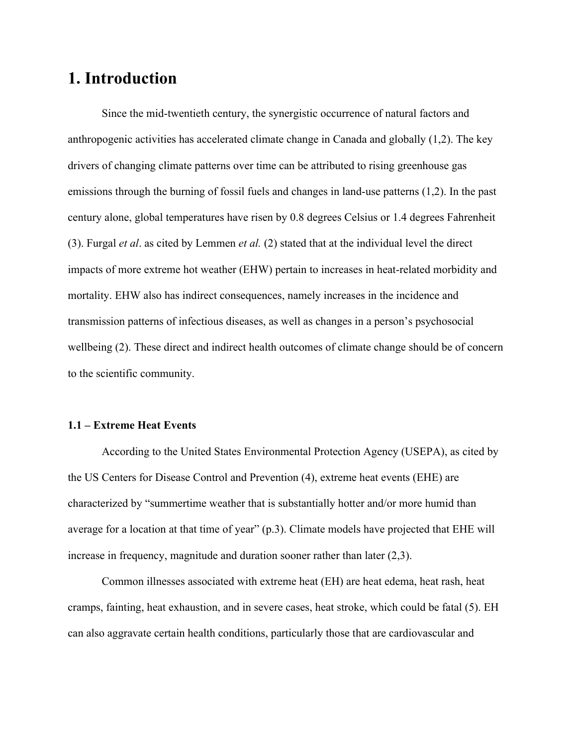# 1. Introduction

Since the mid-twentieth century, the synergistic occurrence of natural factors and anthropogenic activities has accelerated climate change in Canada and globally (1,2). The key drivers of changing climate patterns over time can be attributed to rising greenhouse gas emissions through the burning of fossil fuels and changes in land-use patterns (1,2). In the past century alone, global temperatures have risen by 0.8 degrees Celsius or 1.4 degrees Fahrenheit (3). Furgal *et al*. as cited by Lemmen *et al.* (2) stated that at the individual level the direct impacts of more extreme hot weather (EHW) pertain to increases in heat-related morbidity and mortality. EHW also has indirect consequences, namely increases in the incidence and transmission patterns of infectious diseases, as well as changes in a person's psychosocial wellbeing (2). These direct and indirect health outcomes of climate change should be of concern to the scientific community.

### 1.1 – Extreme Heat Events

According to the United States Environmental Protection Agency (USEPA), as cited by the US Centers for Disease Control and Prevention (4), extreme heat events (EHE) are characterized by "summertime weather that is substantially hotter and/or more humid than average for a location at that time of year" (p.3). Climate models have projected that EHE will increase in frequency, magnitude and duration sooner rather than later (2,3).

Common illnesses associated with extreme heat (EH) are heat edema, heat rash, heat cramps, fainting, heat exhaustion, and in severe cases, heat stroke, which could be fatal (5). EH can also aggravate certain health conditions, particularly those that are cardiovascular and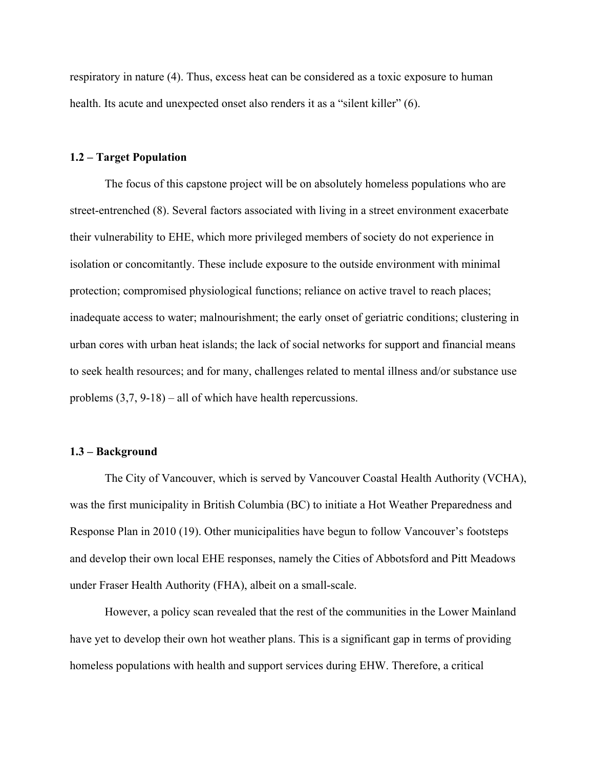respiratory in nature (4). Thus, excess heat can be considered as a toxic exposure to human health. Its acute and unexpected onset also renders it as a "silent killer" (6).

### 1.2 – Target Population

The focus of this capstone project will be on absolutely homeless populations who are street-entrenched (8). Several factors associated with living in a street environment exacerbate their vulnerability to EHE, which more privileged members of society do not experience in isolation or concomitantly. These include exposure to the outside environment with minimal protection; compromised physiological functions; reliance on active travel to reach places; inadequate access to water; malnourishment; the early onset of geriatric conditions; clustering in urban cores with urban heat islands; the lack of social networks for support and financial means to seek health resources; and for many, challenges related to mental illness and/or substance use problems (3,7, 9-18) – all of which have health repercussions.

### 1.3 – Background

The City of Vancouver, which is served by Vancouver Coastal Health Authority (VCHA), was the first municipality in British Columbia (BC) to initiate a Hot Weather Preparedness and Response Plan in 2010 (19). Other municipalities have begun to follow Vancouver's footsteps and develop their own local EHE responses, namely the Cities of Abbotsford and Pitt Meadows under Fraser Health Authority (FHA), albeit on a small-scale.

However, a policy scan revealed that the rest of the communities in the Lower Mainland have yet to develop their own hot weather plans. This is a significant gap in terms of providing homeless populations with health and support services during EHW. Therefore, a critical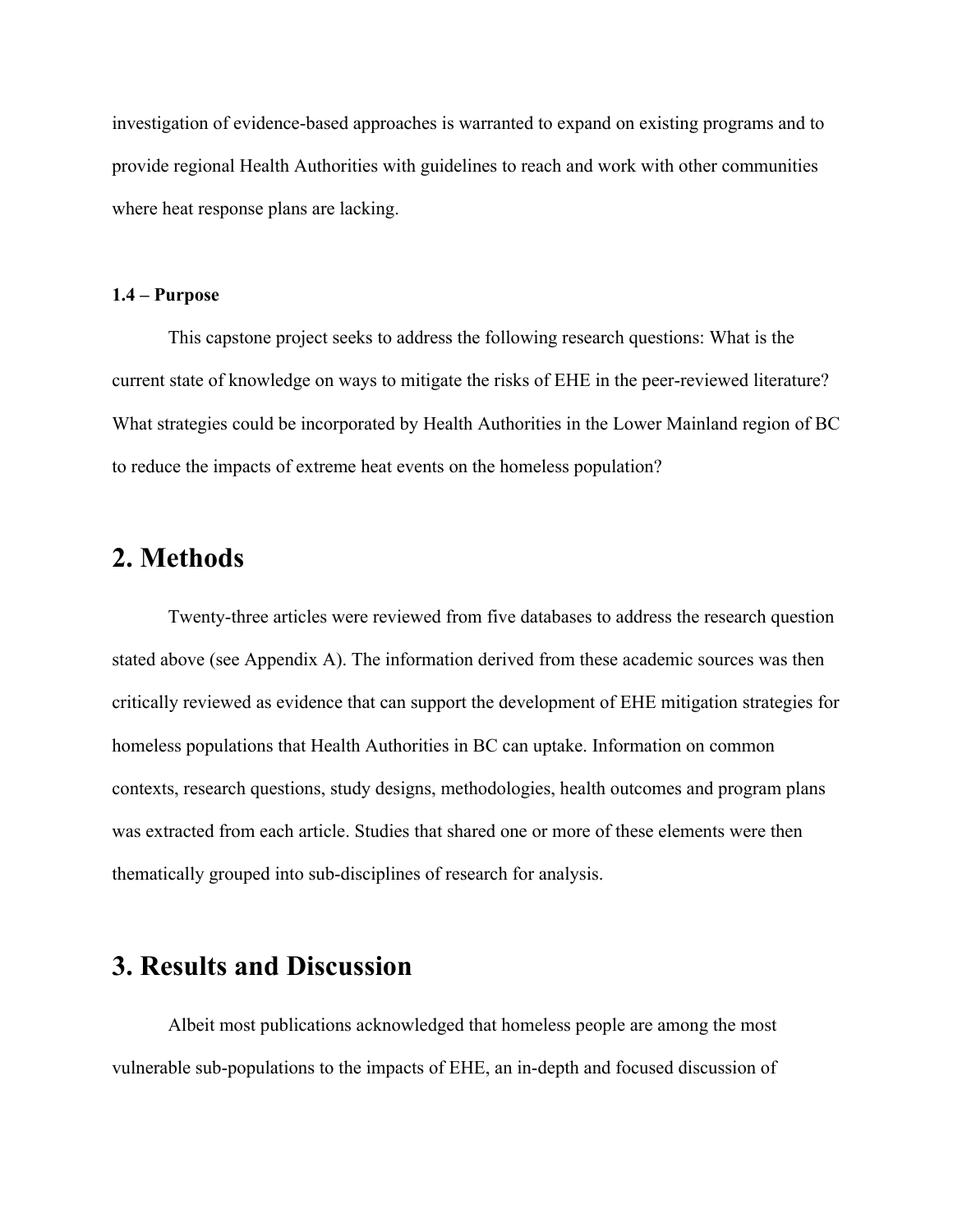investigation of evidence-based approaches is warranted to expand on existing programs and to provide regional Health Authorities with guidelines to reach and work with other communities where heat response plans are lacking.

#### 1.4 – Purpose

This capstone project seeks to address the following research questions: What is the current state of knowledge on ways to mitigate the risks of EHE in the peer-reviewed literature? What strategies could be incorporated by Health Authorities in the Lower Mainland region of BC to reduce the impacts of extreme heat events on the homeless population?

## 2. Methods

Twenty-three articles were reviewed from five databases to address the research question stated above (see Appendix A). The information derived from these academic sources was then critically reviewed as evidence that can support the development of EHE mitigation strategies for homeless populations that Health Authorities in BC can uptake. Information on common contexts, research questions, study designs, methodologies, health outcomes and program plans was extracted from each article. Studies that shared one or more of these elements were then thematically grouped into sub-disciplines of research for analysis.

## 3. Results and Discussion

Albeit most publications acknowledged that homeless people are among the most vulnerable sub-populations to the impacts of EHE, an in-depth and focused discussion of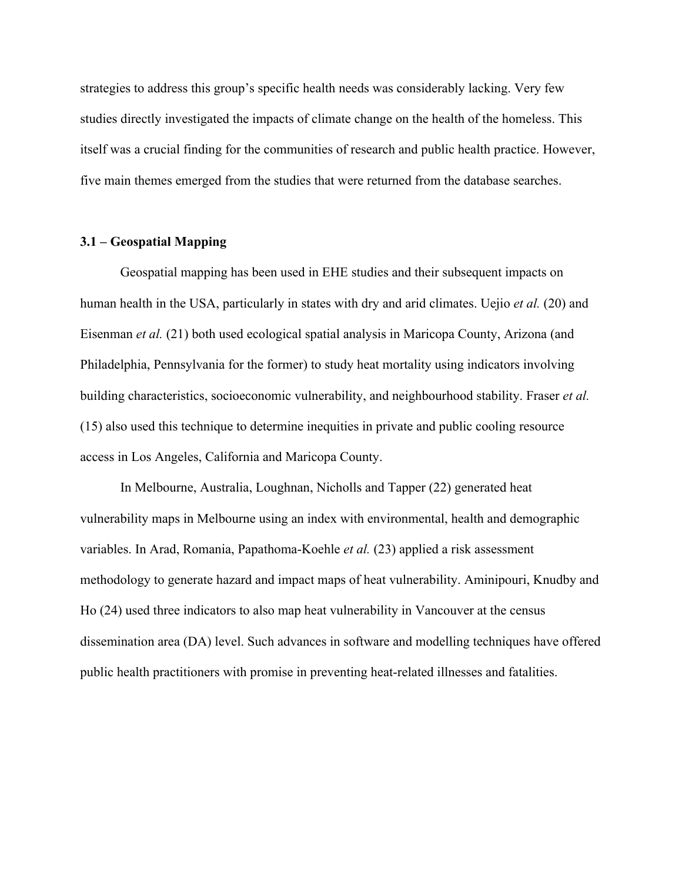strategies to address this group's specific health needs was considerably lacking. Very few studies directly investigated the impacts of climate change on the health of the homeless. This itself was a crucial finding for the communities of research and public health practice. However, five main themes emerged from the studies that were returned from the database searches.

### 3.1 – Geospatial Mapping

Geospatial mapping has been used in EHE studies and their subsequent impacts on human health in the USA, particularly in states with dry and arid climates. Uejio *et al.* (20) and Eisenman *et al.* (21) both used ecological spatial analysis in Maricopa County, Arizona (and Philadelphia, Pennsylvania for the former) to study heat mortality using indicators involving building characteristics, socioeconomic vulnerability, and neighbourhood stability. Fraser *et al.* (15) also used this technique to determine inequities in private and public cooling resource access in Los Angeles, California and Maricopa County.

In Melbourne, Australia, Loughnan, Nicholls and Tapper (22) generated heat vulnerability maps in Melbourne using an index with environmental, health and demographic variables. In Arad, Romania, Papathoma-Koehle *et al.* (23) applied a risk assessment methodology to generate hazard and impact maps of heat vulnerability. Aminipouri, Knudby and Ho (24) used three indicators to also map heat vulnerability in Vancouver at the census dissemination area (DA) level. Such advances in software and modelling techniques have offered public health practitioners with promise in preventing heat-related illnesses and fatalities.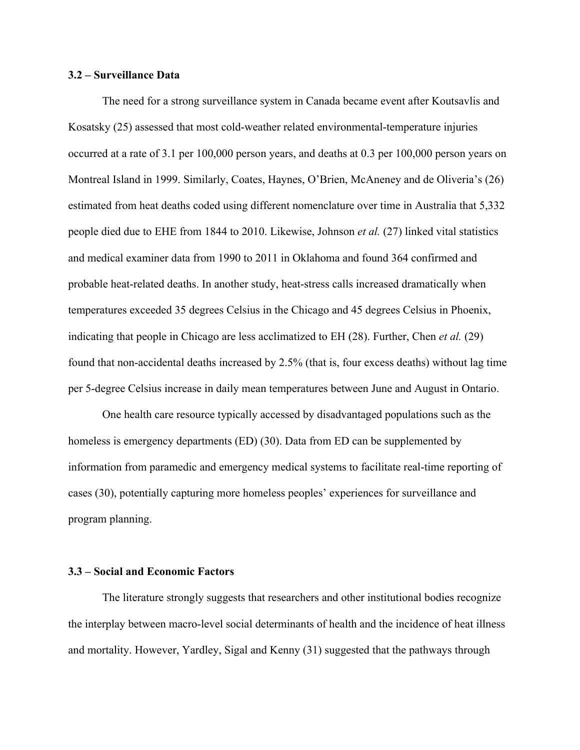### 3.2 – Surveillance Data

The need for a strong surveillance system in Canada became event after Koutsavlis and Kosatsky (25) assessed that most cold-weather related environmental-temperature injuries occurred at a rate of 3.1 per 100,000 person years, and deaths at 0.3 per 100,000 person years on Montreal Island in 1999. Similarly, Coates, Haynes, O'Brien, McAneney and de Oliveria's (26) estimated from heat deaths coded using different nomenclature over time in Australia that 5,332 people died due to EHE from 1844 to 2010. Likewise, Johnson *et al.* (27) linked vital statistics and medical examiner data from 1990 to 2011 in Oklahoma and found 364 confirmed and probable heat-related deaths. In another study, heat-stress calls increased dramatically when temperatures exceeded 35 degrees Celsius in the Chicago and 45 degrees Celsius in Phoenix, indicating that people in Chicago are less acclimatized to EH (28). Further, Chen *et al.* (29) found that non-accidental deaths increased by 2.5% (that is, four excess deaths) without lag time per 5-degree Celsius increase in daily mean temperatures between June and August in Ontario.

One health care resource typically accessed by disadvantaged populations such as the homeless is emergency departments (ED) (30). Data from ED can be supplemented by information from paramedic and emergency medical systems to facilitate real-time reporting of cases (30), potentially capturing more homeless peoples' experiences for surveillance and program planning.

### 3.3 – Social and Economic Factors

The literature strongly suggests that researchers and other institutional bodies recognize the interplay between macro-level social determinants of health and the incidence of heat illness and mortality. However, Yardley, Sigal and Kenny (31) suggested that the pathways through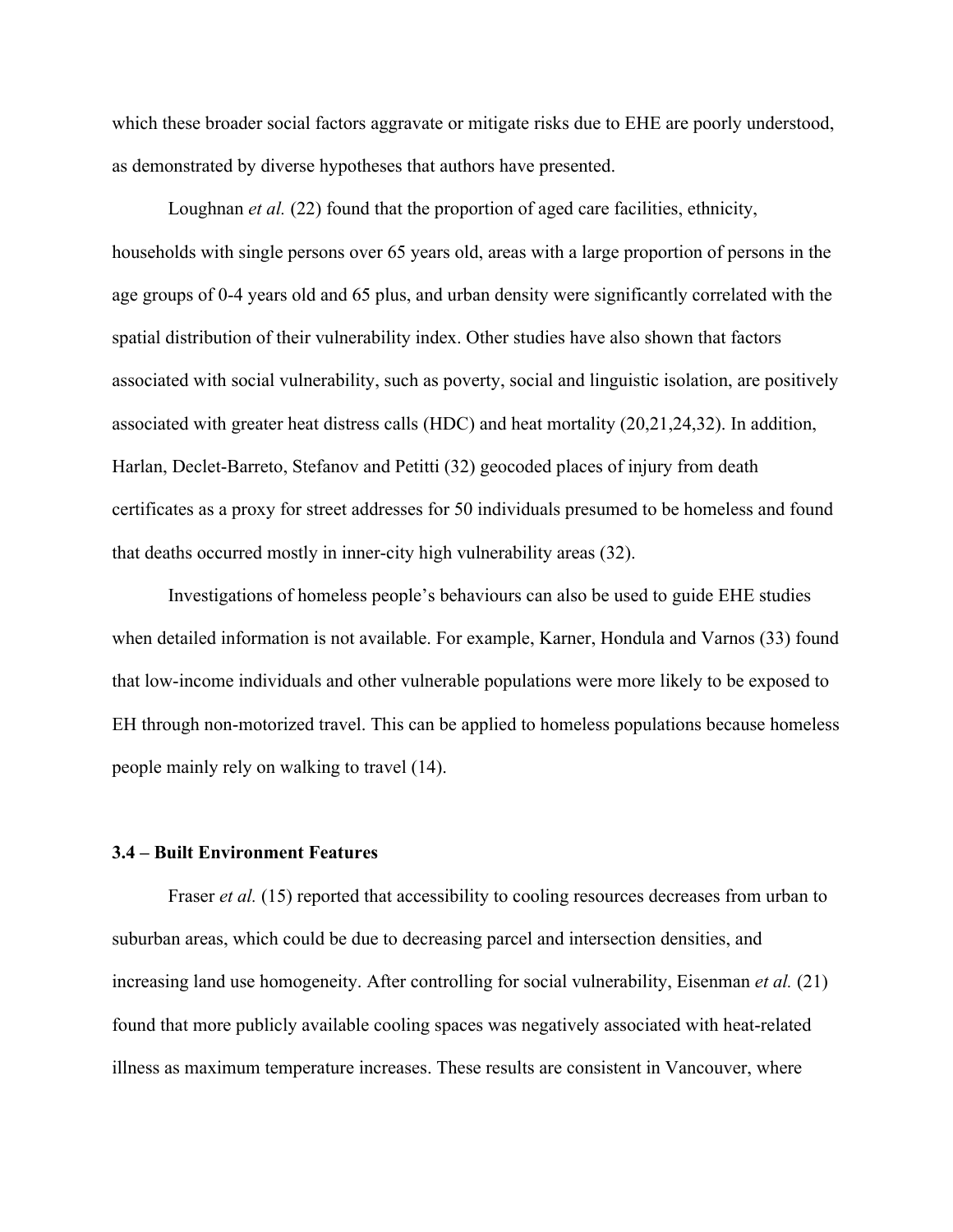which these broader social factors aggravate or mitigate risks due to EHE are poorly understood, as demonstrated by diverse hypotheses that authors have presented.

Loughnan *et al.* (22) found that the proportion of aged care facilities, ethnicity, households with single persons over 65 years old, areas with a large proportion of persons in the age groups of 0-4 years old and 65 plus, and urban density were significantly correlated with the spatial distribution of their vulnerability index. Other studies have also shown that factors associated with social vulnerability, such as poverty, social and linguistic isolation, are positively associated with greater heat distress calls (HDC) and heat mortality (20,21,24,32). In addition, Harlan, Declet-Barreto, Stefanov and Petitti (32) geocoded places of injury from death certificates as a proxy for street addresses for 50 individuals presumed to be homeless and found that deaths occurred mostly in inner-city high vulnerability areas (32).

Investigations of homeless people's behaviours can also be used to guide EHE studies when detailed information is not available. For example, Karner, Hondula and Varnos (33) found that low-income individuals and other vulnerable populations were more likely to be exposed to EH through non-motorized travel. This can be applied to homeless populations because homeless people mainly rely on walking to travel (14).

### 3.4 – Built Environment Features

Fraser *et al.* (15) reported that accessibility to cooling resources decreases from urban to suburban areas, which could be due to decreasing parcel and intersection densities, and increasing land use homogeneity. After controlling for social vulnerability, Eisenman *et al.* (21) found that more publicly available cooling spaces was negatively associated with heat-related illness as maximum temperature increases. These results are consistent in Vancouver, where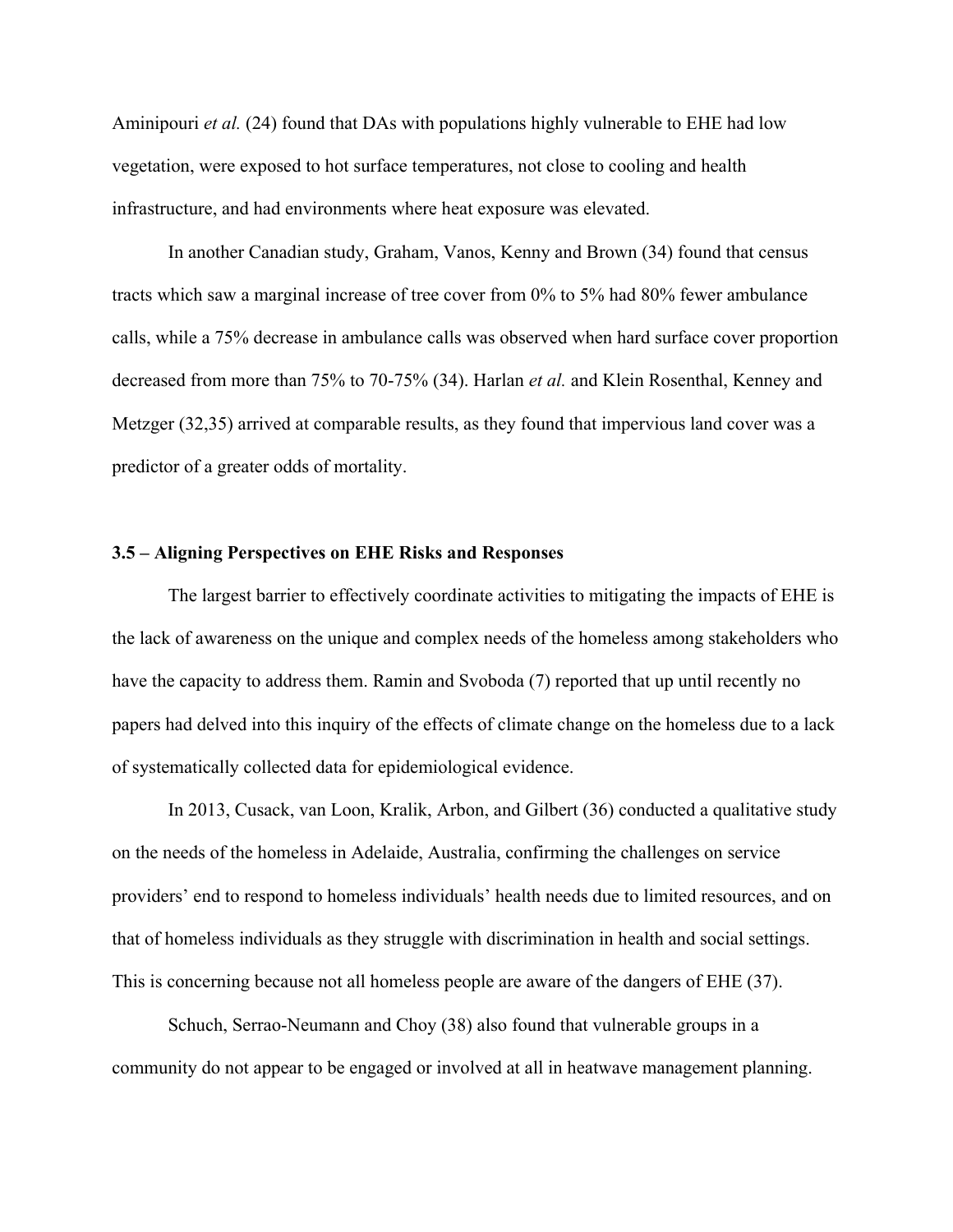Aminipouri *et al.* (24) found that DAs with populations highly vulnerable to EHE had low vegetation, were exposed to hot surface temperatures, not close to cooling and health infrastructure, and had environments where heat exposure was elevated.

In another Canadian study, Graham, Vanos, Kenny and Brown (34) found that census tracts which saw a marginal increase of tree cover from 0% to 5% had 80% fewer ambulance calls, while a 75% decrease in ambulance calls was observed when hard surface cover proportion decreased from more than 75% to 70-75% (34). Harlan *et al.* and Klein Rosenthal, Kenney and Metzger (32,35) arrived at comparable results, as they found that impervious land cover was a predictor of a greater odds of mortality.

### 3.5 – Aligning Perspectives on EHE Risks and Responses

The largest barrier to effectively coordinate activities to mitigating the impacts of EHE is the lack of awareness on the unique and complex needs of the homeless among stakeholders who have the capacity to address them. Ramin and Svoboda (7) reported that up until recently no papers had delved into this inquiry of the effects of climate change on the homeless due to a lack of systematically collected data for epidemiological evidence.

In 2013, Cusack, van Loon, Kralik, Arbon, and Gilbert (36) conducted a qualitative study on the needs of the homeless in Adelaide, Australia, confirming the challenges on service providers' end to respond to homeless individuals' health needs due to limited resources, and on that of homeless individuals as they struggle with discrimination in health and social settings. This is concerning because not all homeless people are aware of the dangers of EHE (37).

Schuch, Serrao-Neumann and Choy (38) also found that vulnerable groups in a community do not appear to be engaged or involved at all in heatwave management planning.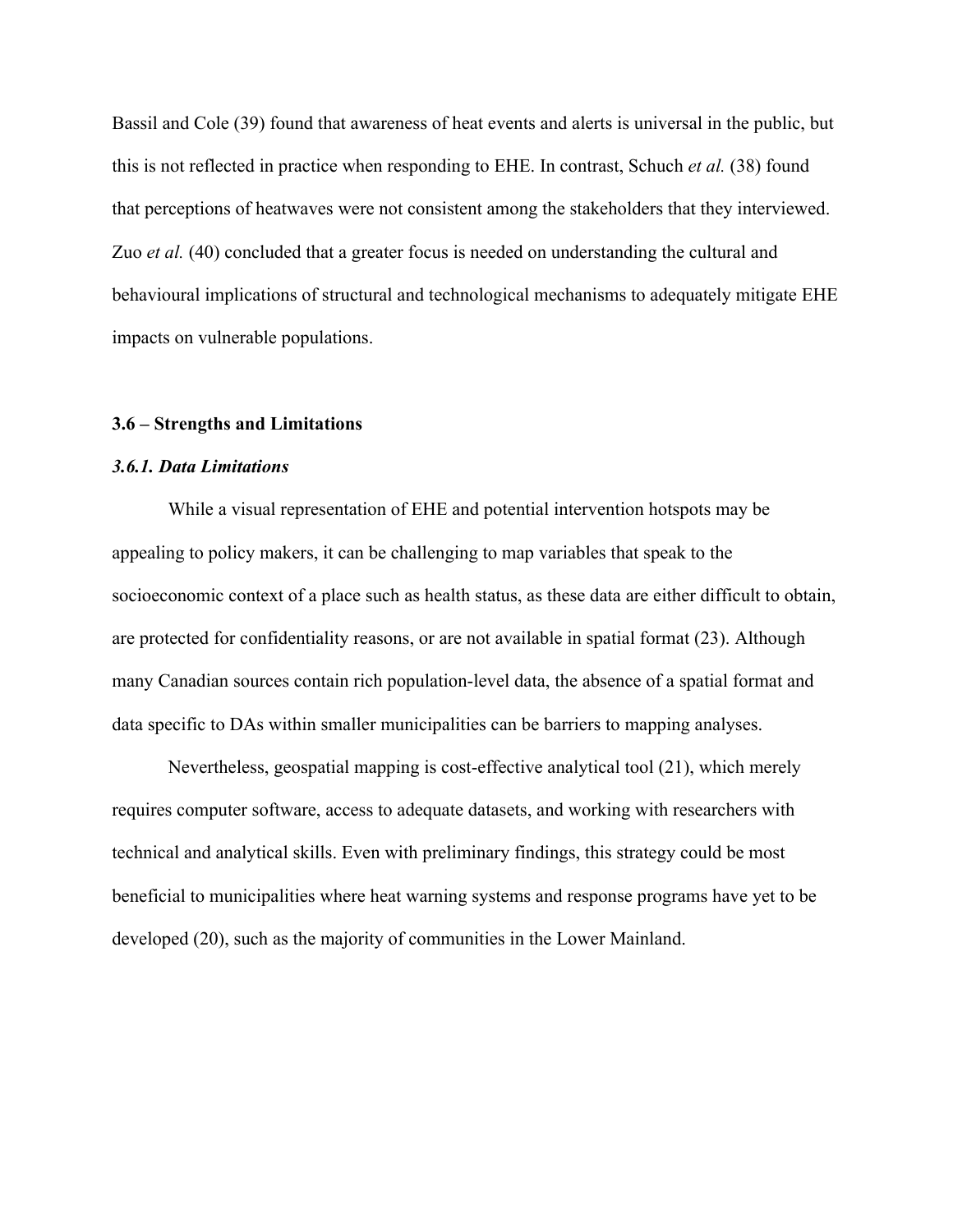Bassil and Cole (39) found that awareness of heat events and alerts is universal in the public, but this is not reflected in practice when responding to EHE. In contrast, Schuch *et al.* (38) found that perceptions of heatwaves were not consistent among the stakeholders that they interviewed. Zuo *et al.* (40) concluded that a greater focus is needed on understanding the cultural and behavioural implications of structural and technological mechanisms to adequately mitigate EHE impacts on vulnerable populations.

### 3.6 – Strengths and Limitations

#### *3.6.1. Data Limitations*

While a visual representation of EHE and potential intervention hotspots may be appealing to policy makers, it can be challenging to map variables that speak to the socioeconomic context of a place such as health status, as these data are either difficult to obtain, are protected for confidentiality reasons, or are not available in spatial format (23). Although many Canadian sources contain rich population-level data, the absence of a spatial format and data specific to DAs within smaller municipalities can be barriers to mapping analyses.

Nevertheless, geospatial mapping is cost-effective analytical tool (21), which merely requires computer software, access to adequate datasets, and working with researchers with technical and analytical skills. Even with preliminary findings, this strategy could be most beneficial to municipalities where heat warning systems and response programs have yet to be developed (20), such as the majority of communities in the Lower Mainland.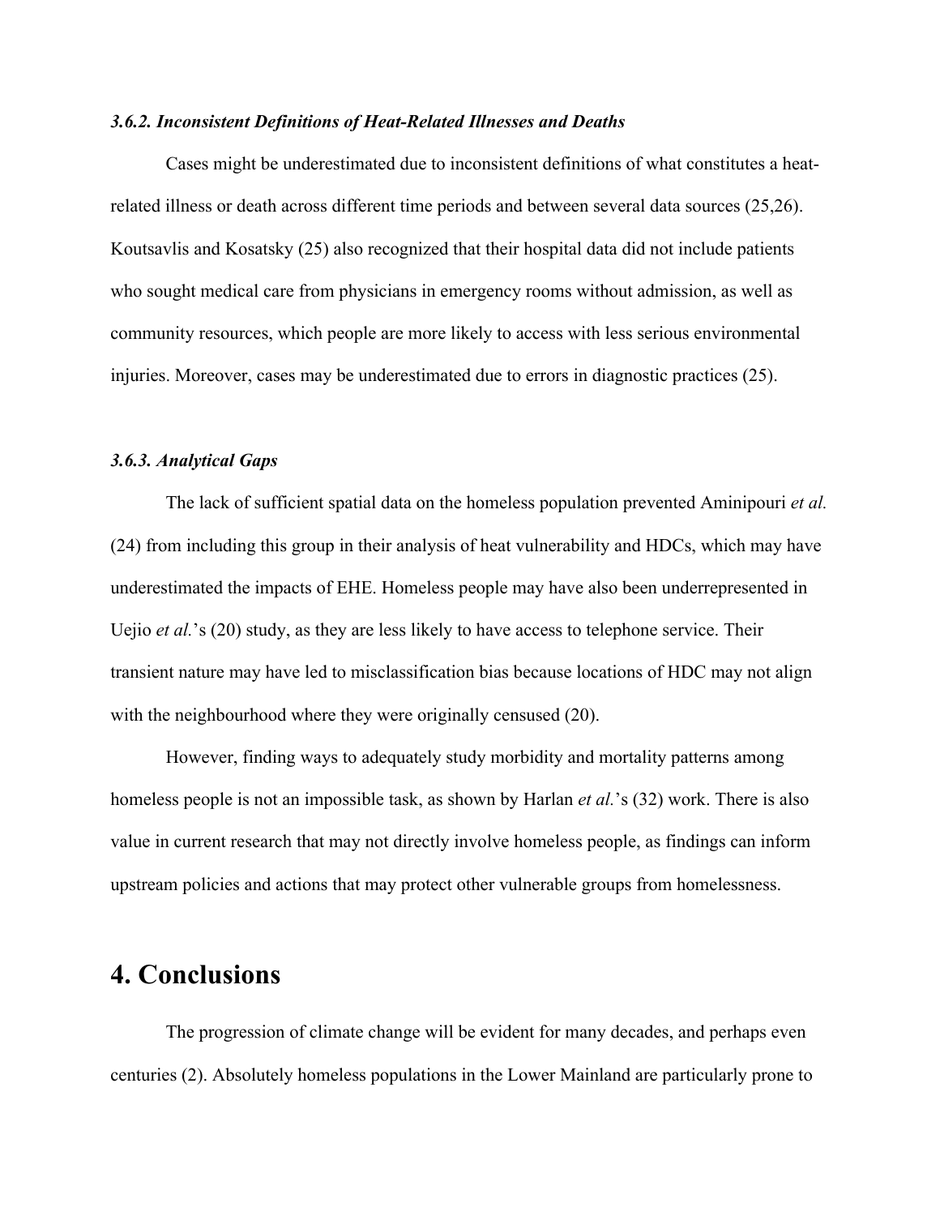### *3.6.2. Inconsistent Definitions of Heat-Related Illnesses and Deaths*

Cases might be underestimated due to inconsistent definitions of what constitutes a heat-related illness or death across different time periods and between several data sources (25,26). Koutsavlis and Kosatsky (25) also recognized that their hospital data did not include patients who sought medical care from physicians in emergency rooms without admission, as well as community resources, which people are more likely to access with less serious environmental injuries. Moreover, cases may be underestimated due to errors in diagnostic practices (25).

### *3.6.3. Analytical Gaps*

The lack of sufficient spatial data on the homeless population prevented Aminipouri *et al.* (24) from including this group in their analysis of heat vulnerability and HDCs, which may have underestimated the impacts of EHE. Homeless people may have also been underrepresented in Uejio *et al.*'s (20) study, as they are less likely to have access to telephone service. Their transient nature may have led to misclassification bias because locations of HDC may not align with the neighbourhood where they were originally censused (20).

However, finding ways to adequately study morbidity and mortality patterns among homeless people is not an impossible task, as shown by Harlan *et al.*'s (32) work. There is also value in current research that may not directly involve homeless people, as findings can inform upstream policies and actions that may protect other vulnerable groups from homelessness.

# 4. Conclusions

The progression of climate change will be evident for many decades, and perhaps even centuries (2). Absolutely homeless populations in the Lower Mainland are particularly prone to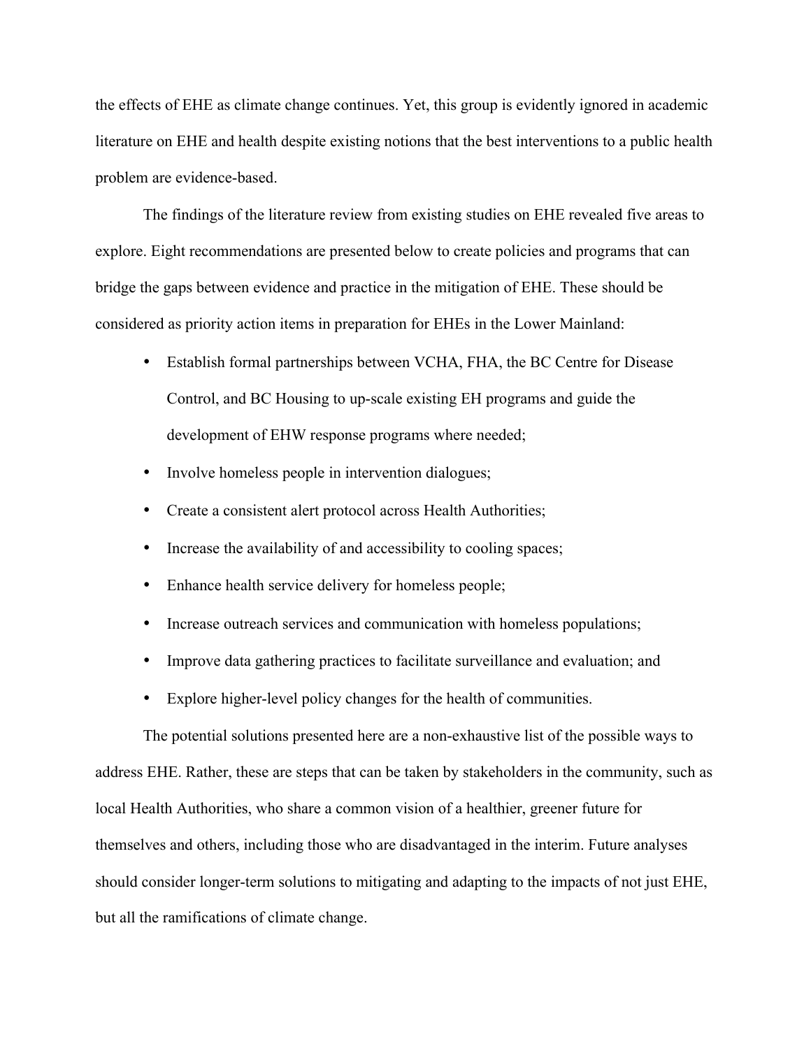the effects of EHE as climate change continues. Yet, this group is evidently ignored in academic literature on EHE and health despite existing notions that the best interventions to a public health problem are evidence-based.

The findings of the literature review from existing studies on EHE revealed five areas to explore. Eight recommendations are presented below to create policies and programs that can bridge the gaps between evidence and practice in the mitigation of EHE. These should be considered as priority action items in preparation for EHEs in the Lower Mainland:

- Establish formal partnerships between VCHA, FHA, the BC Centre for Disease Control, and BC Housing to up-scale existing EH programs and guide the development of EHW response programs where needed;
- Involve homeless people in intervention dialogues;
- Create a consistent alert protocol across Health Authorities;
- Increase the availability of and accessibility to cooling spaces;
- Enhance health service delivery for homeless people;
- Increase outreach services and communication with homeless populations;
- Improve data gathering practices to facilitate surveillance and evaluation; and
- Explore higher-level policy changes for the health of communities.

The potential solutions presented here are a non-exhaustive list of the possible ways to address EHE. Rather, these are steps that can be taken by stakeholders in the community, such as local Health Authorities, who share a common vision of a healthier, greener future for themselves and others, including those who are disadvantaged in the interim. Future analyses should consider longer-term solutions to mitigating and adapting to the impacts of not just EHE, but all the ramifications of climate change.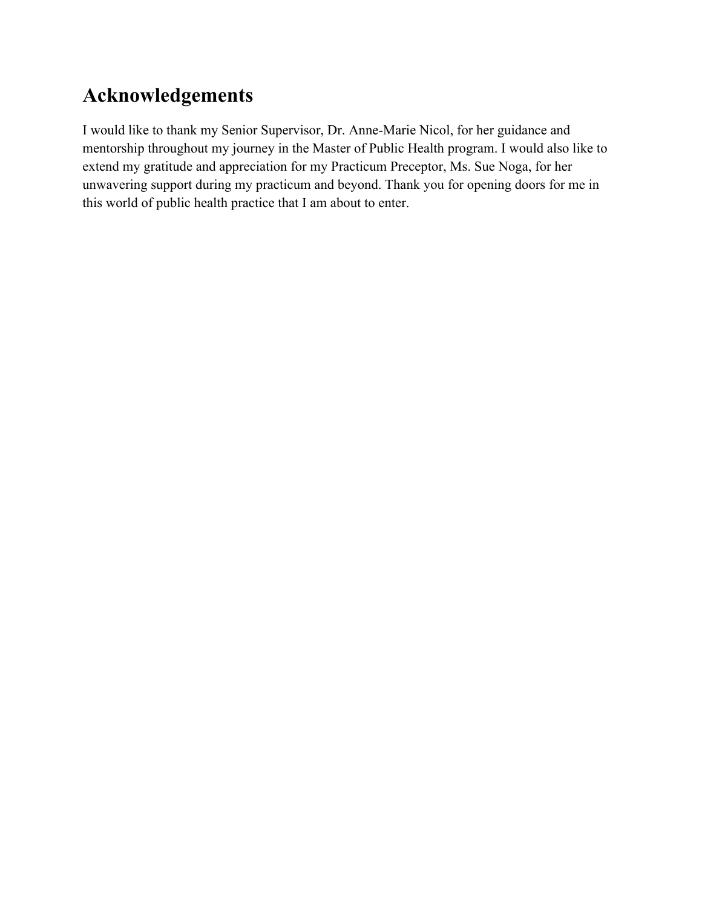# Acknowledgements

I would like to thank my Senior Supervisor, Dr. Anne-Marie Nicol, for her guidance and mentorship throughout my journey in the Master of Public Health program. I would also like to extend my gratitude and appreciation for my Practicum Preceptor, Ms. Sue Noga, for her unwavering support during my practicum and beyond. Thank you for opening doors for me in this world of public health practice that I am about to enter.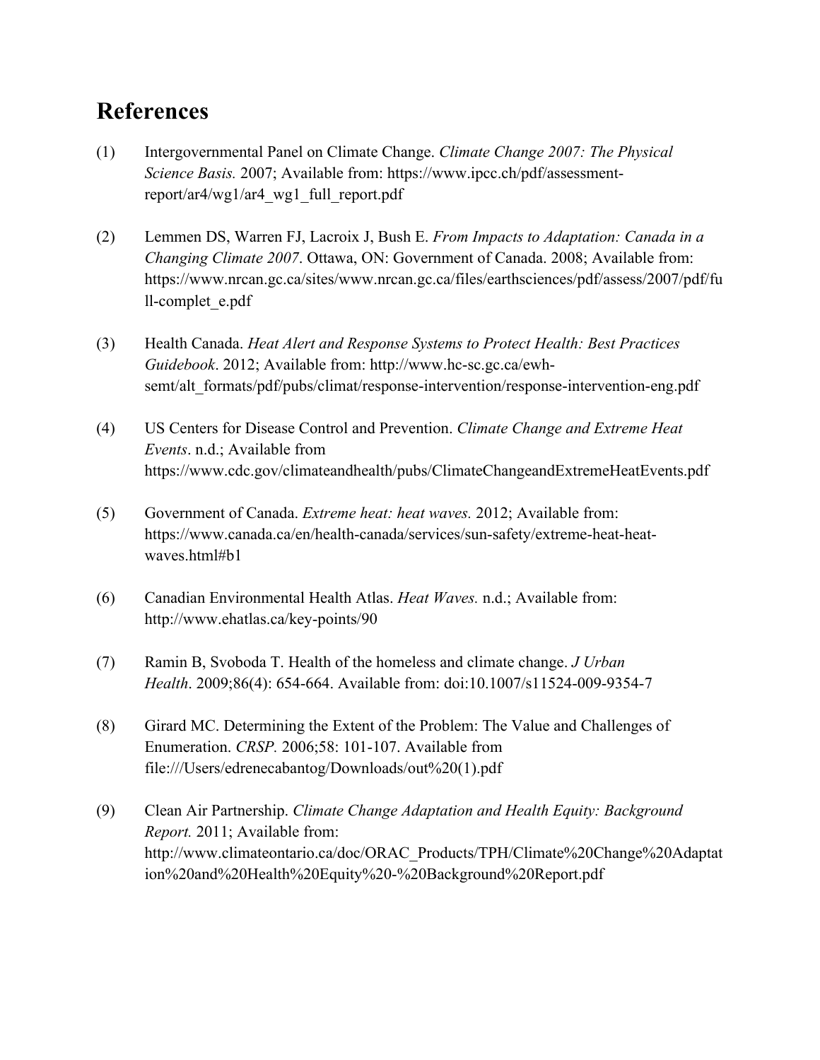## References

(1) Intergovernmental Panel on Climate Change. *Climate Change 2007: The Physical Science Basis.* 2007; Available from: https://www.ipcc.ch/pdf/assessment-report/ar4/wg1/ar4_wg1_full_report.pdf

(2) Lemmen DS, Warren FJ, Lacroix J, Bush E. *From Impacts to Adaptation: Canada in a Changing Climate 2007*. Ottawa, ON: Government of Canada. 2008; Available from: https://www.nrcan.gc.ca/sites/www.nrcan.gc.ca/files/earthsciences/pdf/assess/2007/pdf/full-complet_e.pdf

(3) Health Canada. *Heat Alert and Response Systems to Protect Health: Best Practices Guidebook*. 2012; Available from: http://www.hc-sc.gc.ca/ewh-semt/alt_formats/pdf/pubs/climat/response-intervention/response-intervention-eng.pdf

(4) US Centers for Disease Control and Prevention. *Climate Change and Extreme Heat Events*. n.d.; Available from https://www.cdc.gov/climateandhealth/pubs/ClimateChangeandExtremeHeatEvents.pdf

(5) Government of Canada. *Extreme heat: heat waves.* 2012; Available from: https://www.canada.ca/en/health-canada/services/sun-safety/extreme-heat-heat-waves.html#b1

(6) Canadian Environmental Health Atlas. *Heat Waves.* n.d.; Available from: http://www.ehatlas.ca/key-points/90

(7) Ramin B, Svoboda T. Health of the homeless and climate change. *J Urban Health*. 2009;86(4): 654-664. Available from: doi:10.1007/s11524-009-9354-7

(8) Girard MC. Determining the Extent of the Problem: The Value and Challenges of Enumeration. *CRSP*. 2006;58: 101-107. Available from file:///Users/edrenecabantog/Downloads/out%20(1).pdf

(9) Clean Air Partnership. *Climate Change Adaptation and Health Equity: Background Report.* 2011; Available from: http://www.climateontario.ca/doc/ORAC_Products/TPH/Climate%20Change%20Adaptation%20and%20Health%20Equity%20-%20Background%20Report.pdf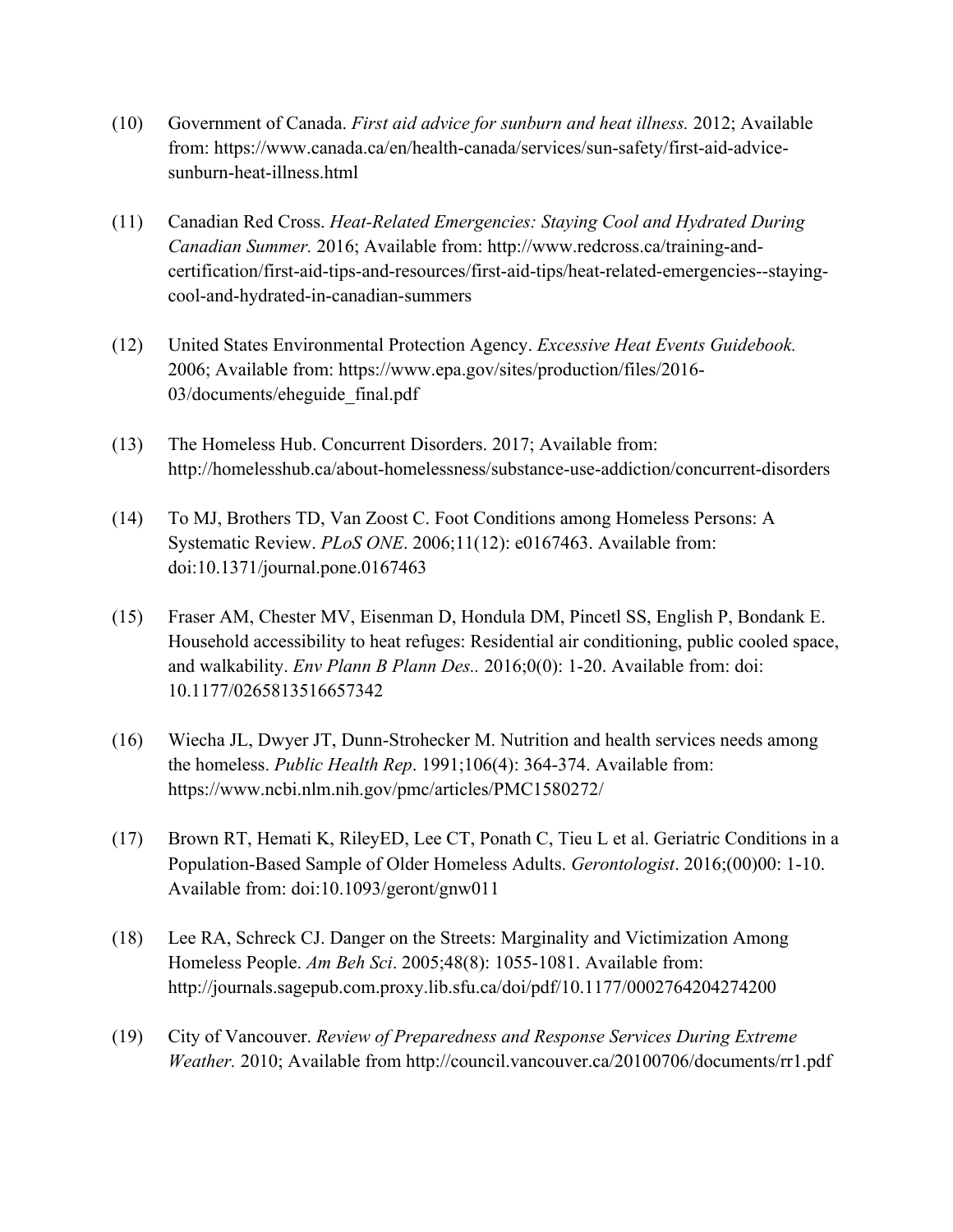(10) Government of Canada. *First aid advice for sunburn and heat illness.* 2012; Available from: https://www.canada.ca/en/health-canada/services/sun-safety/first-aid-advice-sunburn-heat-illness.html

(11) Canadian Red Cross. *Heat-Related Emergencies: Staying Cool and Hydrated During Canadian Summer.* 2016; Available from: http://www.redcross.ca/training-and-certification/first-aid-tips-and-resources/first-aid-tips/heat-related-emergencies--staying-cool-and-hydrated-in-canadian-summers

(12) United States Environmental Protection Agency. *Excessive Heat Events Guidebook.* 2006; Available from: https://www.epa.gov/sites/production/files/2016-03/documents/eheguide_final.pdf

(13) The Homeless Hub. Concurrent Disorders. 2017; Available from: http://homelesshub.ca/about-homelessness/substance-use-addiction/concurrent-disorders

(14) To MJ, Brothers TD, Van Zoost C. Foot Conditions among Homeless Persons: A Systematic Review. *PLoS ONE*. 2006;11(12): e0167463. Available from: doi:10.1371/journal.pone.0167463

(15) Fraser AM, Chester MV, Eisenman D, Hondula DM, Pincetl SS, English P, Bondank E. Household accessibility to heat refuges: Residential air conditioning, public cooled space, and walkability. *Env Plann B Plann Des..* 2016;0(0): 1-20. Available from: doi: 10.1177/0265813516657342

(16) Wiecha JL, Dwyer JT, Dunn-Strohecker M. Nutrition and health services needs among the homeless. *Public Health Rep*. 1991;106(4): 364-374. Available from: https://www.ncbi.nlm.nih.gov/pmc/articles/PMC1580272/

(17) Brown RT, Hemati K, RileyED, Lee CT, Ponath C, Tieu L et al. Geriatric Conditions in a Population-Based Sample of Older Homeless Adults. *Gerontologist*. 2016;(00)00: 1-10. Available from: doi:10.1093/geront/gnw011

(18) Lee RA, Schreck CJ. Danger on the Streets: Marginality and Victimization Among Homeless People. *Am Beh Sci*. 2005;48(8): 1055-1081. Available from: http://journals.sagepub.com.proxy.lib.sfu.ca/doi/pdf/10.1177/0002764204274200

(19) City of Vancouver. *Review of Preparedness and Response Services During Extreme Weather.* 2010; Available from http://council.vancouver.ca/20100706/documents/rr1.pdf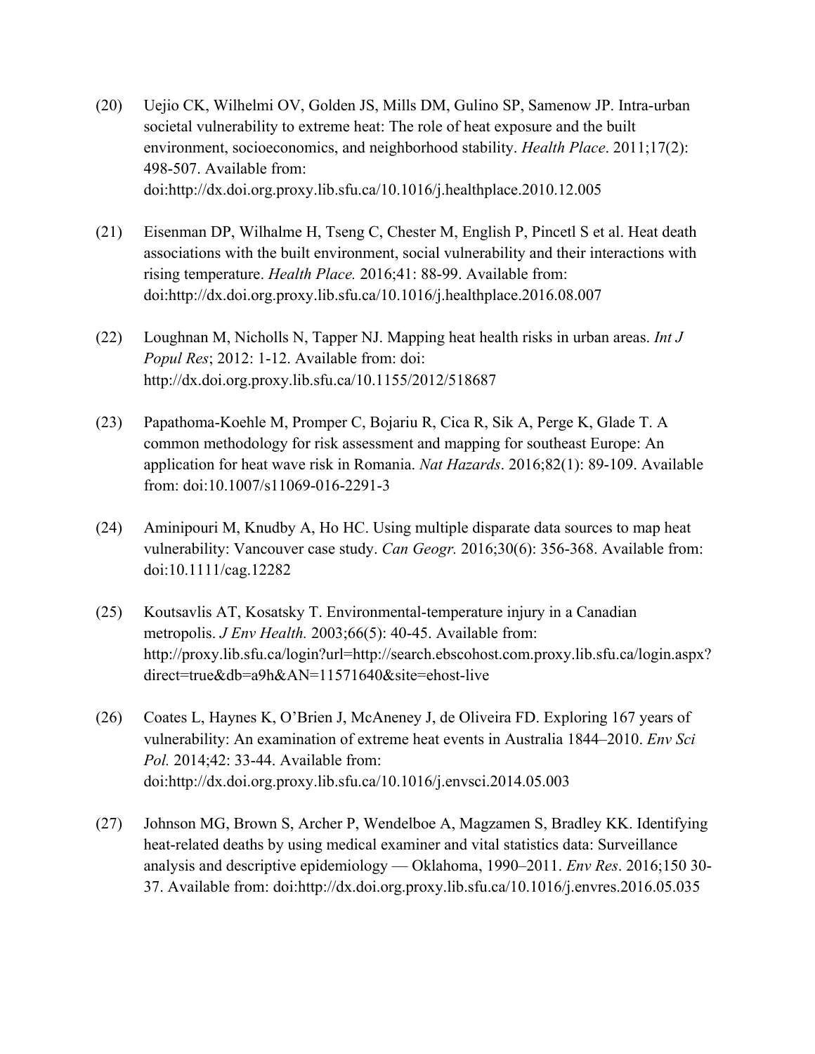(20) Uejio CK, Wilhelmi OV, Golden JS, Mills DM, Gulino SP, Samenow JP. Intra-urban societal vulnerability to extreme heat: The role of heat exposure and the built environment, socioeconomics, and neighborhood stability. *Health Place*. 2011;17(2): 498-507. Available from: doi:http://dx.doi.org.proxy.lib.sfu.ca/10.1016/j.healthplace.2010.12.005

(21) Eisenman DP, Wilhalme H, Tseng C, Chester M, English P, Pincetl S et al. Heat death associations with the built environment, social vulnerability and their interactions with rising temperature. *Health Place.* 2016;41: 88-99. Available from: doi:http://dx.doi.org.proxy.lib.sfu.ca/10.1016/j.healthplace.2016.08.007

(22) Loughnan M, Nicholls N, Tapper NJ. Mapping heat health risks in urban areas. *Int J Popul Res*; 2012: 1-12. Available from: doi: http://dx.doi.org.proxy.lib.sfu.ca/10.1155/2012/518687

(23) Papathoma-Koehle M, Promper C, Bojariu R, Cica R, Sik A, Perge K, Glade T. A common methodology for risk assessment and mapping for southeast Europe: An application for heat wave risk in Romania. *Nat Hazards*. 2016;82(1): 89-109. Available from: doi:10.1007/s11069-016-2291-3

(24) Aminipouri M, Knudby A, Ho HC. Using multiple disparate data sources to map heat vulnerability: Vancouver case study. *Can Geogr.* 2016;30(6): 356-368. Available from: doi:10.1111/cag.12282

(25) Koutsavlis AT, Kosatsky T. Environmental-temperature injury in a Canadian metropolis. *J Env Health.* 2003;66(5): 40-45. Available from: http://proxy.lib.sfu.ca/login?url=http://search.ebscohost.com.proxy.lib.sfu.ca/login.aspx?direct=true&db=a9h&AN=11571640&site=ehost-live

(26) Coates L, Haynes K, O'Brien J, McAneney J, de Oliveira FD. Exploring 167 years of vulnerability: An examination of extreme heat events in Australia 1844–2010. *Env Sci Pol.* 2014;42: 33-44. Available from: doi:http://dx.doi.org.proxy.lib.sfu.ca/10.1016/j.envsci.2014.05.003

(27) Johnson MG, Brown S, Archer P, Wendelboe A, Magzamen S, Bradley KK. Identifying heat-related deaths by using medical examiner and vital statistics data: Surveillance analysis and descriptive epidemiology — Oklahoma, 1990–2011. *Env Res*. 2016;150 30-37. Available from: doi:http://dx.doi.org.proxy.lib.sfu.ca/10.1016/j.envres.2016.05.035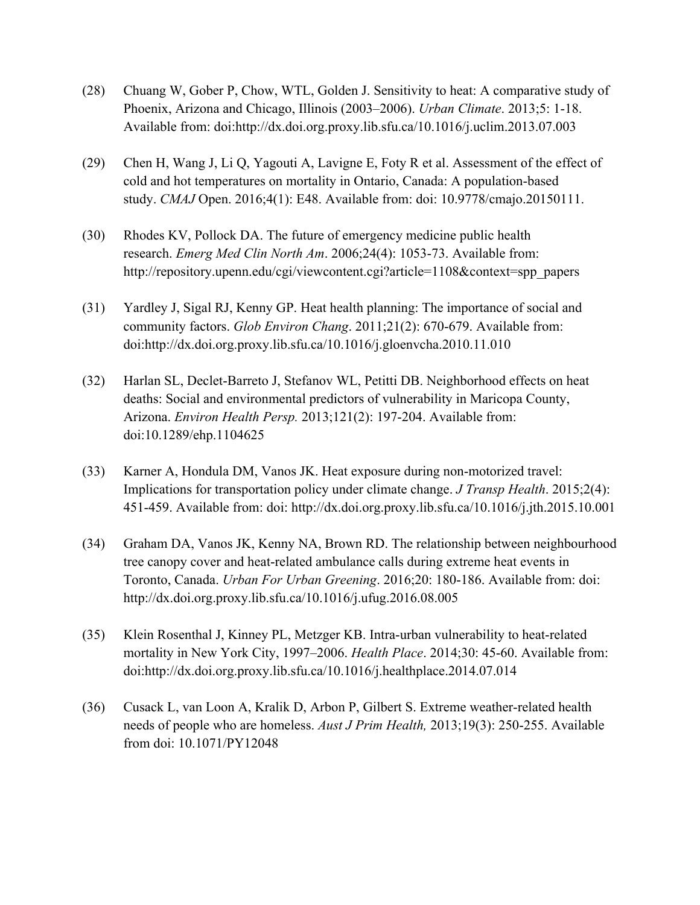(28) Chuang W, Gober P, Chow, WTL, Golden J. Sensitivity to heat: A comparative study of Phoenix, Arizona and Chicago, Illinois (2003–2006). *Urban Climate*. 2013;5: 1-18. Available from: doi:http://dx.doi.org.proxy.lib.sfu.ca/10.1016/j.uclim.2013.07.003

(29) Chen H, Wang J, Li Q, Yagouti A, Lavigne E, Foty R et al. Assessment of the effect of cold and hot temperatures on mortality in Ontario, Canada: A population-based study. *CMAJ* Open. 2016;4(1): E48. Available from: doi: 10.9778/cmajo.20150111.

(30) Rhodes KV, Pollock DA. The future of emergency medicine public health research. *Emerg Med Clin North Am*. 2006;24(4): 1053-73. Available from: http://repository.upenn.edu/cgi/viewcontent.cgi?article=1108&context=spp_papers

(31) Yardley J, Sigal RJ, Kenny GP. Heat health planning: The importance of social and community factors. *Glob Environ Chang*. 2011;21(2): 670-679. Available from: doi:http://dx.doi.org.proxy.lib.sfu.ca/10.1016/j.gloenvcha.2010.11.010

(32) Harlan SL, Declet-Barreto J, Stefanov WL, Petitti DB. Neighborhood effects on heat deaths: Social and environmental predictors of vulnerability in Maricopa County, Arizona. *Environ Health Persp.* 2013;121(2): 197-204. Available from: doi:10.1289/ehp.1104625

(33) Karner A, Hondula DM, Vanos JK. Heat exposure during non-motorized travel: Implications for transportation policy under climate change. *J Transp Health*. 2015;2(4): 451-459. Available from: doi: http://dx.doi.org.proxy.lib.sfu.ca/10.1016/j.jth.2015.10.001

(34) Graham DA, Vanos JK, Kenny NA, Brown RD. The relationship between neighbourhood tree canopy cover and heat-related ambulance calls during extreme heat events in Toronto, Canada. *Urban For Urban Greening*. 2016;20: 180-186. Available from: doi: http://dx.doi.org.proxy.lib.sfu.ca/10.1016/j.ufug.2016.08.005

(35) Klein Rosenthal J, Kinney PL, Metzger KB. Intra-urban vulnerability to heat-related mortality in New York City, 1997–2006. *Health Place*. 2014;30: 45-60. Available from: doi:http://dx.doi.org.proxy.lib.sfu.ca/10.1016/j.healthplace.2014.07.014

(36) Cusack L, van Loon A, Kralik D, Arbon P, Gilbert S. Extreme weather-related health needs of people who are homeless. *Aust J Prim Health,* 2013;19(3): 250-255. Available from doi: 10.1071/PY12048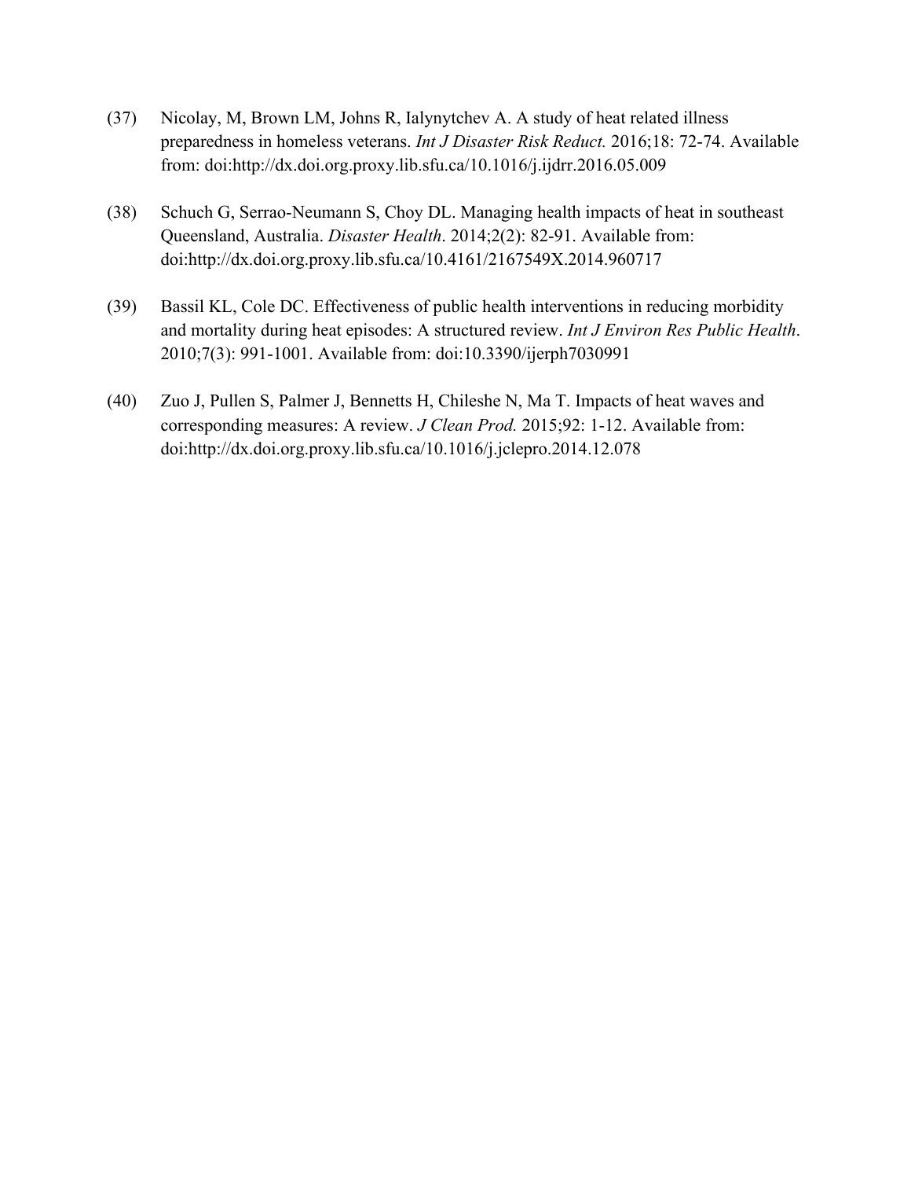(37) Nicolay, M, Brown LM, Johns R, Ialynytchev A. A study of heat related illness preparedness in homeless veterans. *Int J Disaster Risk Reduct.* 2016;18: 72-74. Available from: doi:http://dx.doi.org.proxy.lib.sfu.ca/10.1016/j.ijdrr.2016.05.009

(38) Schuch G, Serrao-Neumann S, Choy DL. Managing health impacts of heat in southeast Queensland, Australia. *Disaster Health*. 2014;2(2): 82-91. Available from: doi:http://dx.doi.org.proxy.lib.sfu.ca/10.4161/2167549X.2014.960717

(39) Bassil KL, Cole DC. Effectiveness of public health interventions in reducing morbidity and mortality during heat episodes: A structured review. *Int J Environ Res Public Health*. 2010;7(3): 991-1001. Available from: doi:10.3390/ijerph7030991

(40) Zuo J, Pullen S, Palmer J, Bennetts H, Chileshe N, Ma T. Impacts of heat waves and corresponding measures: A review. *J Clean Prod.* 2015;92: 1-12. Available from: doi:http://dx.doi.org.proxy.lib.sfu.ca/10.1016/j.jclepro.2014.12.078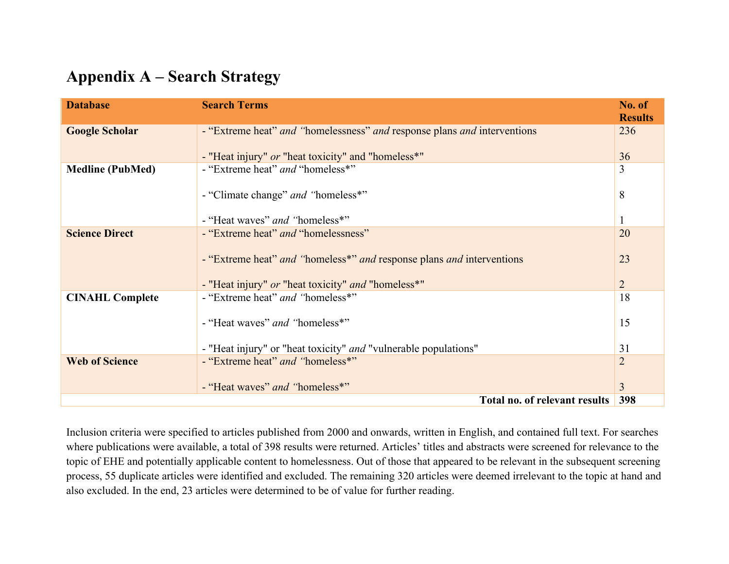# Appendix A – Search Strategy

| Database | Search Terms | No. of Results |
|---|---|---|
| **Google Scholar** | - "Extreme heat" *and* "homelessness" *and* response plans *and* interventions<br><br>- "Heat injury" *or* "heat toxicity" and "homeless*" | 236<br><br>36 |
| **Medline (PubMed)** | - "Extreme heat" *and* "homeless*"<br><br>- "Climate change" *and* "homeless*"<br><br>- "Heat waves" *and* "homeless*" | 3<br><br>8<br><br>1 |
| **Science Direct** | - "Extreme heat" *and* "homelessness"<br><br>- "Extreme heat" *and* "homeless*" *and* response plans *and* interventions<br><br>- "Heat injury" *or* "heat toxicity" *and* "homeless*" | 20<br><br>23<br><br>2 |
| **CINAHL Complete** | - "Extreme heat" *and* "homeless*"<br><br>- "Heat waves" *and* "homeless*"<br><br>- "Heat injury" or "heat toxicity" *and* "vulnerable populations" | 18<br><br>15<br><br>31 |
| **Web of Science** | - "Extreme heat" *and* "homeless*"<br><br>- "Heat waves" *and* "homeless*" | 2<br><br>3 |
| | **Total no. of relevant results** | **398** |

Inclusion criteria were specified to articles published from 2000 and onwards, written in English, and contained full text. For searches where publications were available, a total of 398 results were returned. Articles' titles and abstracts were screened for relevance to the topic of EHE and potentially applicable content to homelessness. Out of those that appeared to be relevant in the subsequent screening process, 55 duplicate articles were identified and excluded. The remaining 320 articles were deemed irrelevant to the topic at hand and also excluded. In the end, 23 articles were determined to be of value for further reading.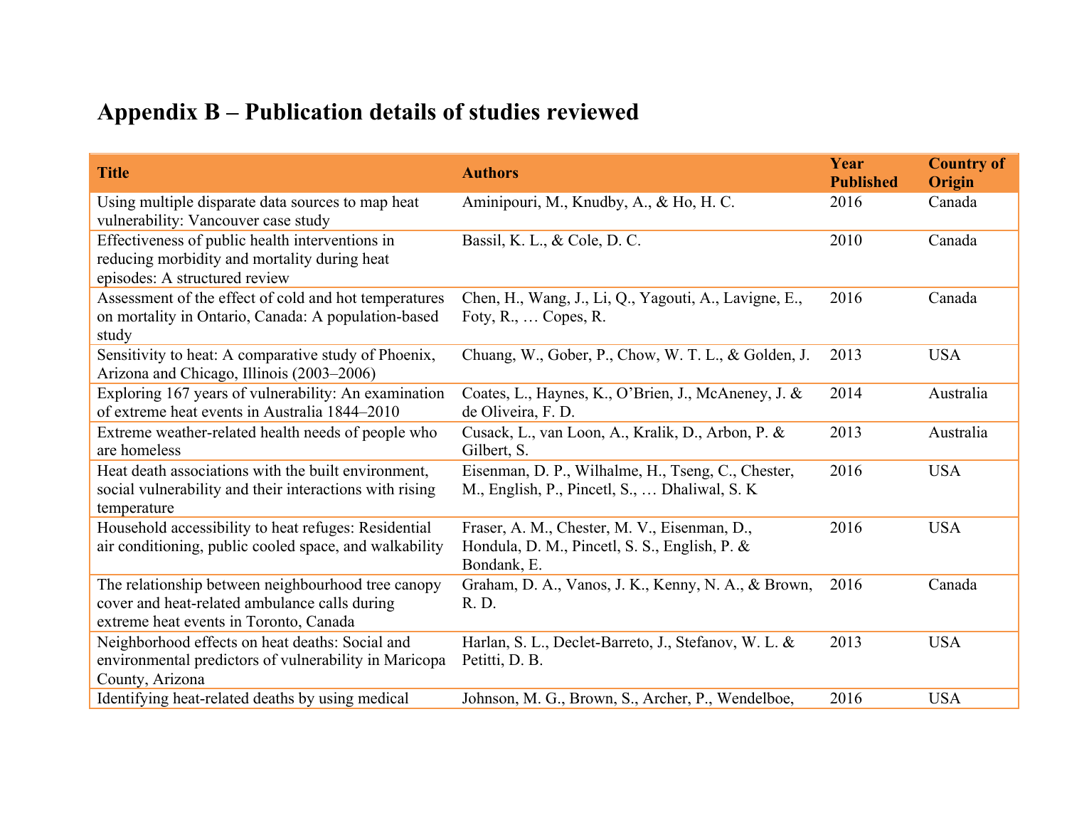# Appendix B – Publication details of studies reviewed

| Title | Authors | Year Published | Country of Origin |
|---|---|---|---|
| Using multiple disparate data sources to map heat vulnerability: Vancouver case study | Aminipouri, M., Knudby, A., & Ho, H. C. | 2016 | Canada |
| Effectiveness of public health interventions in reducing morbidity and mortality during heat episodes: A structured review | Bassil, K. L., & Cole, D. C. | 2010 | Canada |
| Assessment of the effect of cold and hot temperatures on mortality in Ontario, Canada: A population-based study | Chen, H., Wang, J., Li, Q., Yagouti, A., Lavigne, E., Foty, R., … Copes, R. | 2016 | Canada |
| Sensitivity to heat: A comparative study of Phoenix, Arizona and Chicago, Illinois (2003–2006) | Chuang, W., Gober, P., Chow, W. T. L., & Golden, J. | 2013 | USA |
| Exploring 167 years of vulnerability: An examination of extreme heat events in Australia 1844–2010 | Coates, L., Haynes, K., O'Brien, J., McAneney, J. & de Oliveira, F. D. | 2014 | Australia |
| Extreme weather-related health needs of people who are homeless | Cusack, L., van Loon, A., Kralik, D., Arbon, P. & Gilbert, S. | 2013 | Australia |
| Heat death associations with the built environment, social vulnerability and their interactions with rising temperature | Eisenman, D. P., Wilhalme, H., Tseng, C., Chester, M., English, P., Pincetl, S., … Dhaliwal, S. K | 2016 | USA |
| Household accessibility to heat refuges: Residential air conditioning, public cooled space, and walkability | Fraser, A. M., Chester, M. V., Eisenman, D., Hondula, D. M., Pincetl, S. S., English, P. & Bondank, E. | 2016 | USA |
| The relationship between neighbourhood tree canopy cover and heat-related ambulance calls during extreme heat events in Toronto, Canada | Graham, D. A., Vanos, J. K., Kenny, N. A., & Brown, R. D. | 2016 | Canada |
| Neighborhood effects on heat deaths: Social and environmental predictors of vulnerability in Maricopa County, Arizona | Harlan, S. L., Declet-Barreto, J., Stefanov, W. L. & Petitti, D. B. | 2013 | USA |
| Identifying heat-related deaths by using medical | Johnson, M. G., Brown, S., Archer, P., Wendelboe, | 2016 | USA |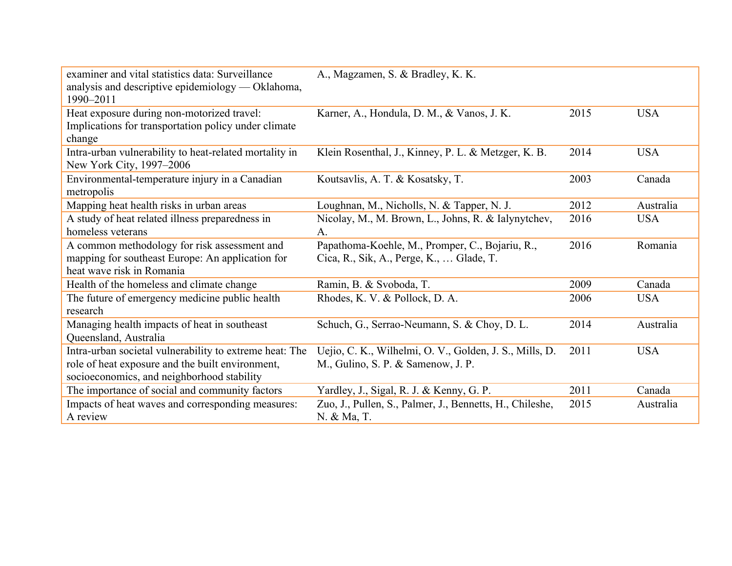| | | | |
|---|---|---|---|
| examiner and vital statistics data: Surveillance analysis and descriptive epidemiology — Oklahoma, 1990–2011 | A., Magzamen, S. & Bradley, K. K. | | |
| Heat exposure during non-motorized travel: Implications for transportation policy under climate change | Karner, A., Hondula, D. M., & Vanos, J. K. | 2015 | USA |
| Intra-urban vulnerability to heat-related mortality in New York City, 1997–2006 | Klein Rosenthal, J., Kinney, P. L. & Metzger, K. B. | 2014 | USA |
| Environmental-temperature injury in a Canadian metropolis | Koutsavlis, A. T. & Kosatsky, T. | 2003 | Canada |
| Mapping heat health risks in urban areas | Loughnan, M., Nicholls, N. & Tapper, N. J. | 2012 | Australia |
| A study of heat related illness preparedness in homeless veterans | Nicolay, M., M. Brown, L., Johns, R. & Ialynytchev, A. | 2016 | USA |
| A common methodology for risk assessment and mapping for southeast Europe: An application for heat wave risk in Romania | Papathoma-Koehle, M., Promper, C., Bojariu, R., Cica, R., Sik, A., Perge, K., … Glade, T. | 2016 | Romania |
| Health of the homeless and climate change | Ramin, B. & Svoboda, T. | 2009 | Canada |
| The future of emergency medicine public health research | Rhodes, K. V. & Pollock, D. A. | 2006 | USA |
| Managing health impacts of heat in southeast Queensland, Australia | Schuch, G., Serrao-Neumann, S. & Choy, D. L. | 2014 | Australia |
| Intra-urban societal vulnerability to extreme heat: The role of heat exposure and the built environment, socioeconomics, and neighborhood stability | Uejio, C. K., Wilhelmi, O. V., Golden, J. S., Mills, D. M., Gulino, S. P. & Samenow, J. P. | 2011 | USA |
| The importance of social and community factors | Yardley, J., Sigal, R. J. & Kenny, G. P. | 2011 | Canada |
| Impacts of heat waves and corresponding measures: A review | Zuo, J., Pullen, S., Palmer, J., Bennetts, H., Chileshe, N. & Ma, T. | 2015 | Australia |